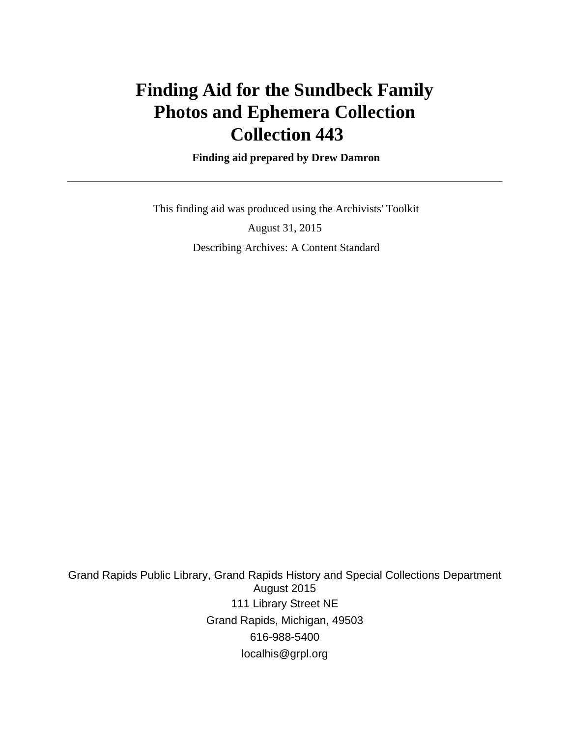# Finding Aid for the Sundbeck Family Photos and Ephemera Collection Collection 443

**Finding aid prepared by Drew Damron**

---

This finding aid was produced using the Archivists' Toolkit

August 31, 2015

Describing Archives: A Content Standard

Grand Rapids Public Library, Grand Rapids History and Special Collections Department
August 2015
111 Library Street NE
Grand Rapids, Michigan, 49503
616-988-5400
localhis@grpl.org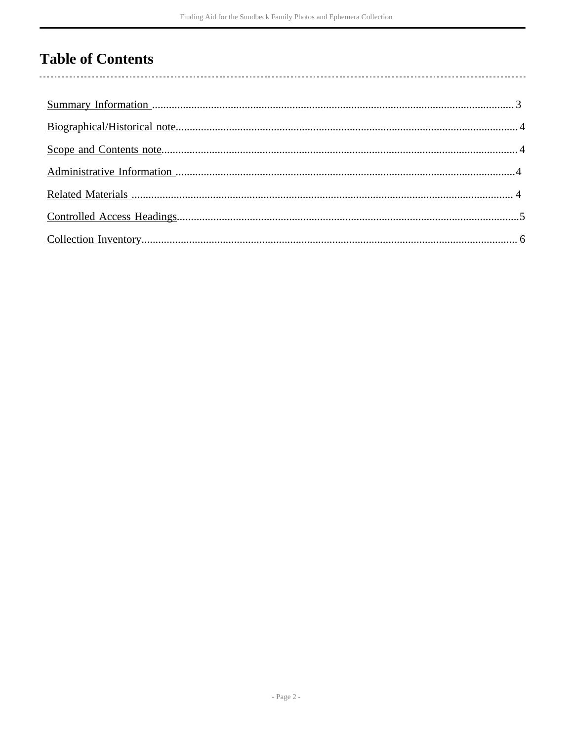# Table of Contents

Summary Information ........................................................................................................................ 3

Biographical/Historical note............................................................................................................ 4

Scope and Contents note................................................................................................................. 4

Administrative Information ............................................................................................................ 4

Related Materials ............................................................................................................................ 4

Controlled Access Headings............................................................................................................5

Collection Inventory........................................................................................................................ 6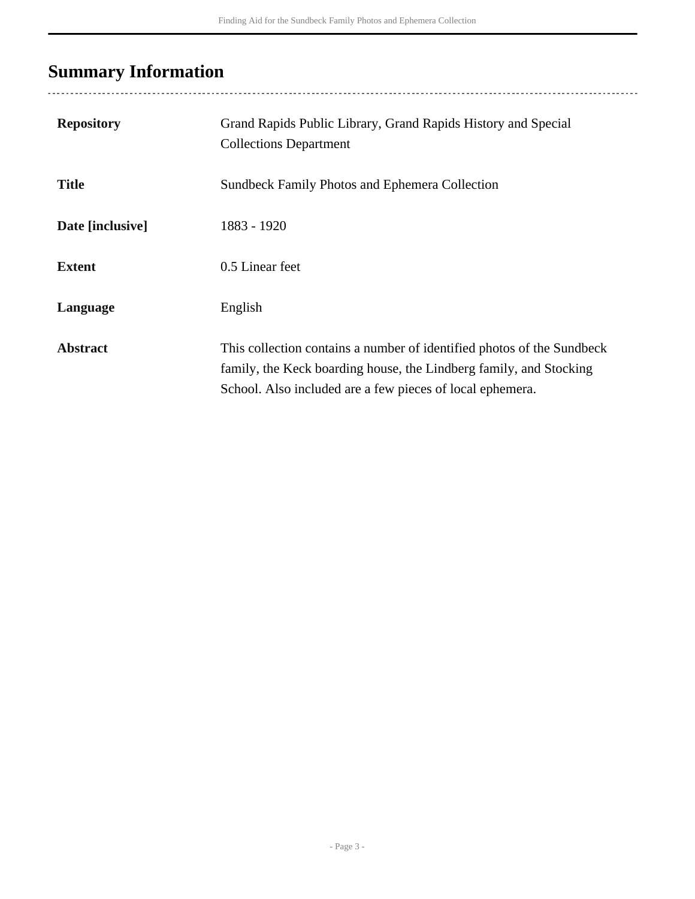## Summary Information

| | |
|---|---|
| **Repository** | Grand Rapids Public Library, Grand Rapids History and Special Collections Department |
| **Title** | Sundbeck Family Photos and Ephemera Collection |
| **Date [inclusive]** | 1883 - 1920 |
| **Extent** | 0.5 Linear feet |
| **Language** | English |
| **Abstract** | This collection contains a number of identified photos of the Sundbeck family, the Keck boarding house, the Lindberg family, and Stocking School. Also included are a few pieces of local ephemera. |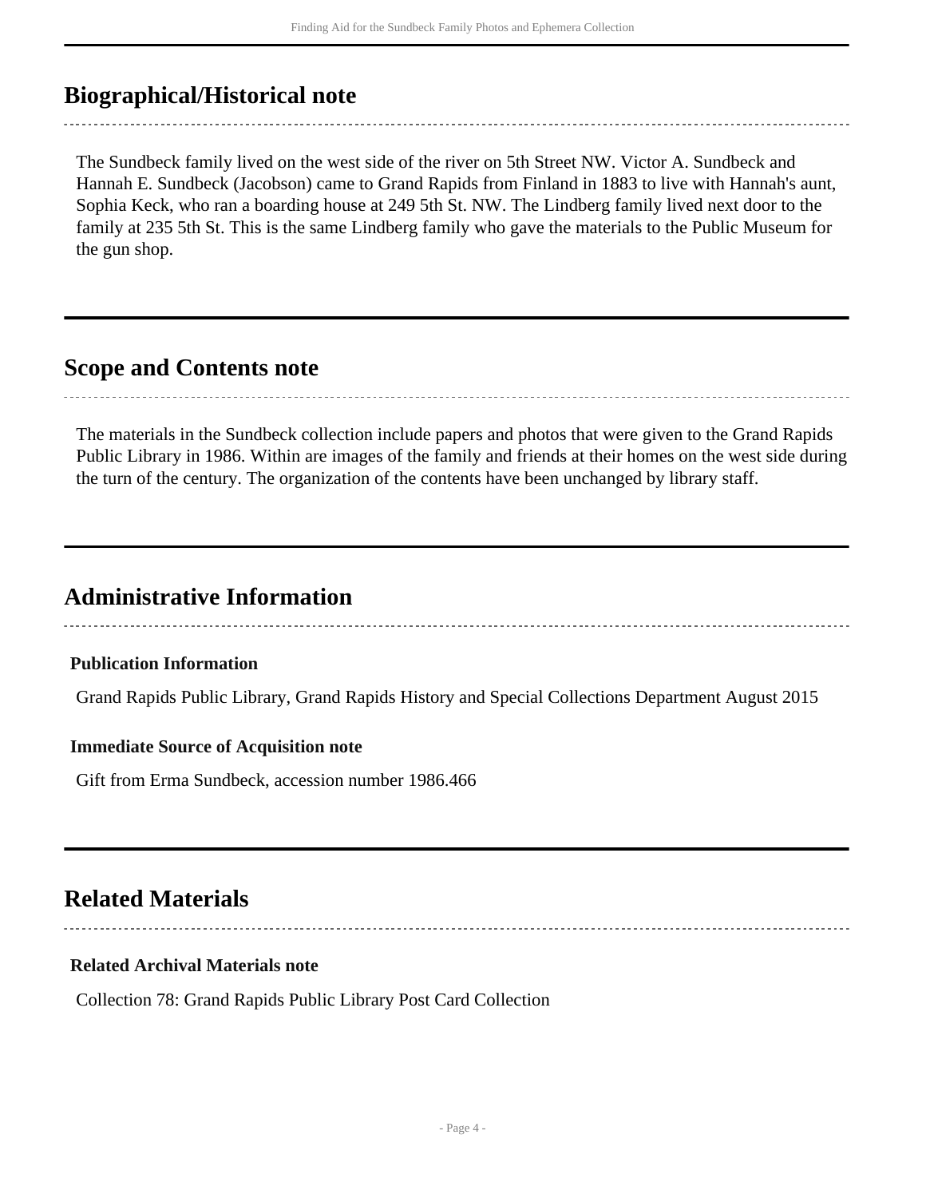## Biographical/Historical note

The Sundbeck family lived on the west side of the river on 5th Street NW. Victor A. Sundbeck and Hannah E. Sundbeck (Jacobson) came to Grand Rapids from Finland in 1883 to live with Hannah's aunt, Sophia Keck, who ran a boarding house at 249 5th St. NW. The Lindberg family lived next door to the family at 235 5th St. This is the same Lindberg family who gave the materials to the Public Museum for the gun shop.

## Scope and Contents note

The materials in the Sundbeck collection include papers and photos that were given to the Grand Rapids Public Library in 1986. Within are images of the family and friends at their homes on the west side during the turn of the century. The organization of the contents have been unchanged by library staff.

## Administrative Information

**Publication Information**

Grand Rapids Public Library, Grand Rapids History and Special Collections Department August 2015

**Immediate Source of Acquisition note**

Gift from Erma Sundbeck, accession number 1986.466

## Related Materials

**Related Archival Materials note**

Collection 78: Grand Rapids Public Library Post Card Collection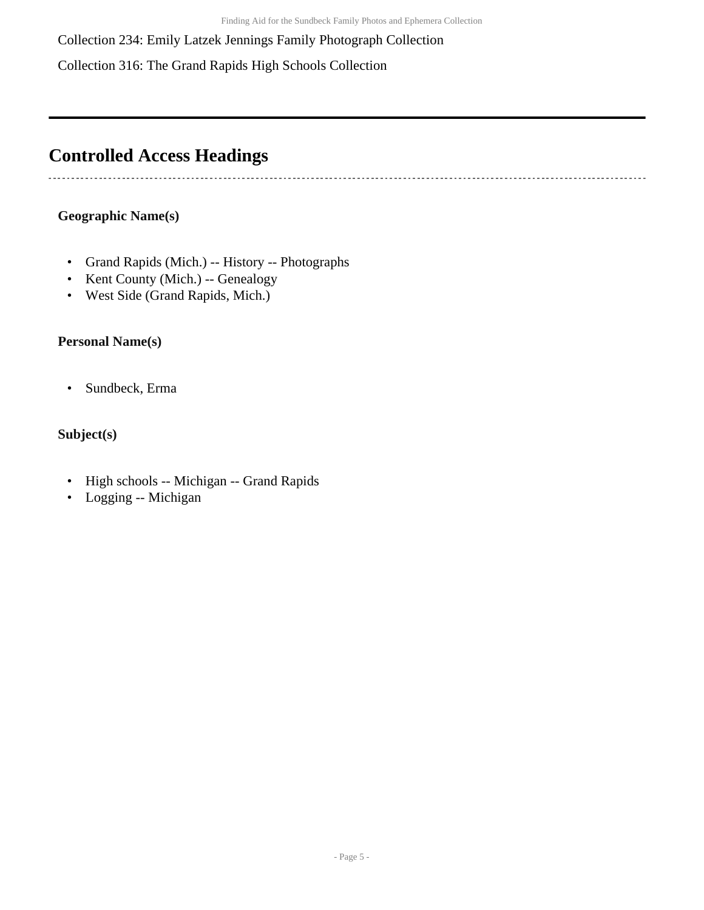Collection 234: Emily Latzek Jennings Family Photograph Collection

Collection 316: The Grand Rapids High Schools Collection

## Controlled Access Headings

**Geographic Name(s)**

- Grand Rapids (Mich.) -- History -- Photographs
- Kent County (Mich.) -- Genealogy
- West Side (Grand Rapids, Mich.)

**Personal Name(s)**

- Sundbeck, Erma

**Subject(s)**

- High schools -- Michigan -- Grand Rapids
- Logging -- Michigan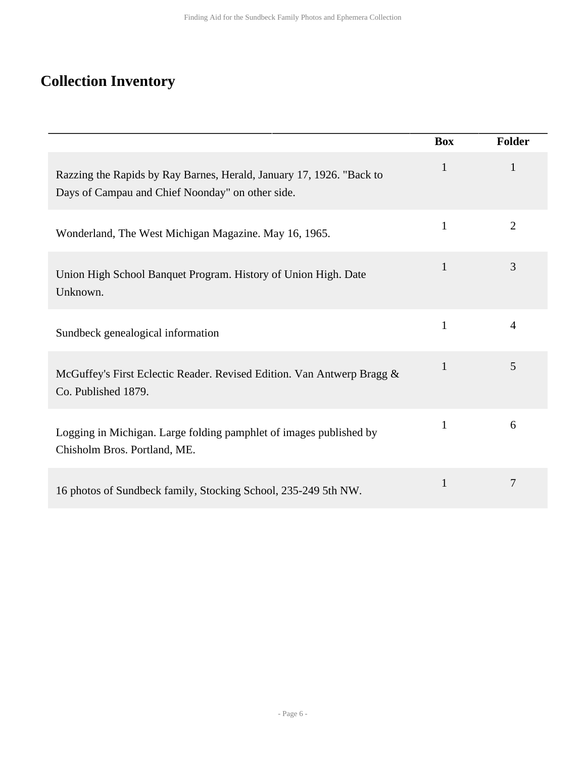## Collection Inventory

| | Box | Folder |
|---|---|---|
| Razzing the Rapids by Ray Barnes, Herald, January 17, 1926. "Back to Days of Campau and Chief Noonday" on other side. | 1 | 1 |
| Wonderland, The West Michigan Magazine. May 16, 1965. | 1 | 2 |
| Union High School Banquet Program. History of Union High. Date Unknown. | 1 | 3 |
| Sundbeck genealogical information | 1 | 4 |
| McGuffey's First Eclectic Reader. Revised Edition. Van Antwerp Bragg & Co. Published 1879. | 1 | 5 |
| Logging in Michigan. Large folding pamphlet of images published by Chisholm Bros. Portland, ME. | 1 | 6 |
| 16 photos of Sundbeck family, Stocking School, 235-249 5th NW. | 1 | 7 |